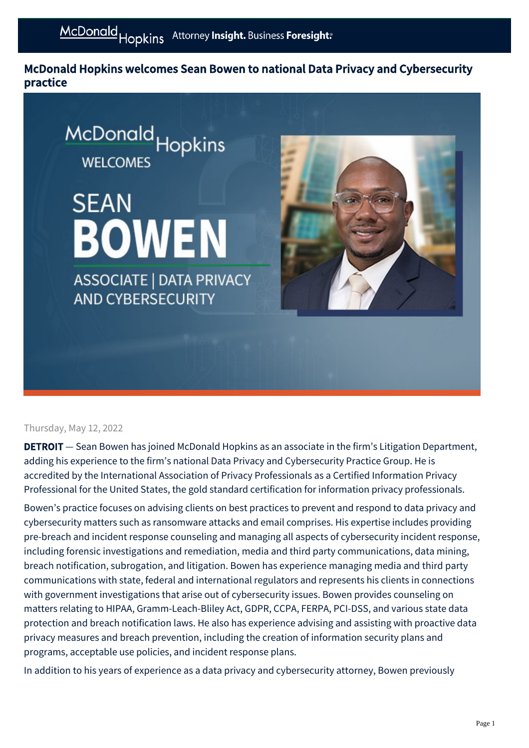# McDonald Hopkins welcomes Sean Bowen to national Data Privacy and Cybersecurity practice

Thursday, May 12, 2022

**DETROIT** — Sean Bowen has joined McDonald Hopkins as an associate in the firm's Litigation Department, adding his experience to the firm's national Data Privacy and Cybersecurity Practice Group. He is accredited by the International Association of Privacy Professionals as a Certified Information Privacy Professional for the United States, the gold standard certification for information privacy professionals.

Bowen's practice focuses on advising clients on best practices to prevent and respond to data privacy and cybersecurity matters such as ransomware attacks and email comprises. His expertise includes providing pre-breach and incident response counseling and managing all aspects of cybersecurity incident response, including forensic investigations and remediation, media and third party communications, data mining, breach notification, subrogation, and litigation. Bowen has experience managing media and third party communications with state, federal and international regulators and represents his clients in connections with government investigations that arise out of cybersecurity issues. Bowen provides counseling on matters relating to HIPAA, Gramm-Leach-Bliley Act, GDPR, CCPA, FERPA, PCI-DSS, and various state data protection and breach notification laws. He also has experience advising and assisting with proactive data privacy measures and breach prevention, including the creation of information security plans and programs, acceptable use policies, and incident response plans.

In addition to his years of experience as a data privacy and cybersecurity attorney, Bowen previously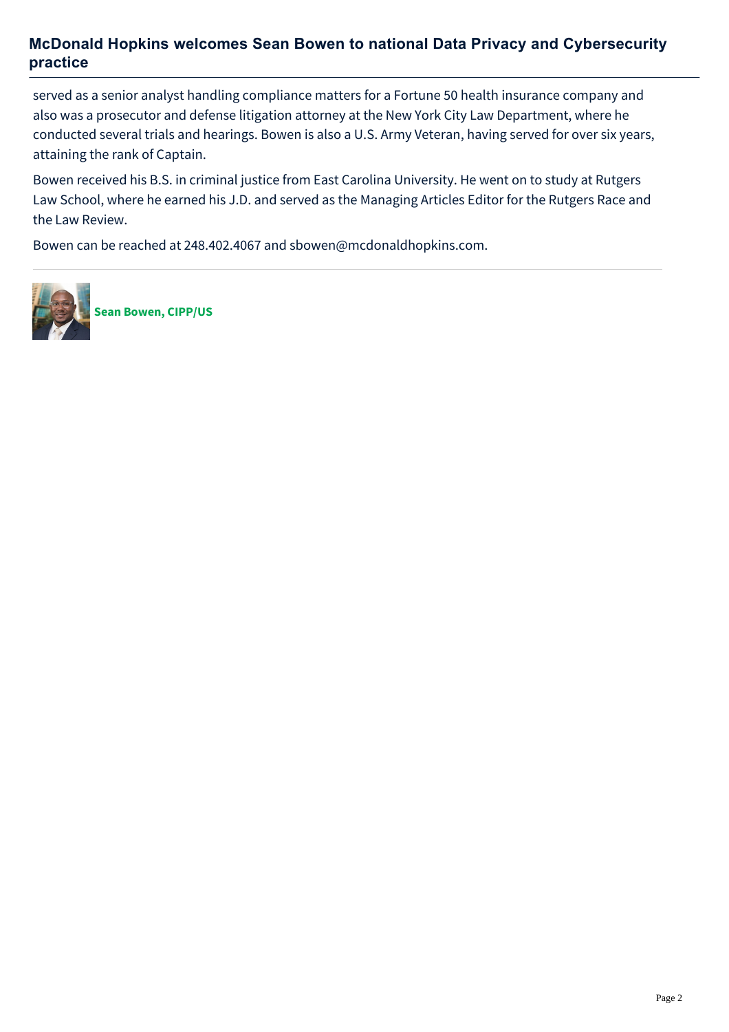served as a senior analyst handling compliance matters for a Fortune 50 health insurance company and also was a prosecutor and defense litigation attorney at the New York City Law Department, where he conducted several trials and hearings. Bowen is also a U.S. Army Veteran, having served for over six years, attaining the rank of Captain.

Bowen received his B.S. in criminal justice from East Carolina University. He went on to study at Rutgers Law School, where he earned his J.D. and served as the Managing Articles Editor for the Rutgers Race and the Law Review.

Bowen can be reached at 248.402.4067 and sbowen@mcdonaldhopkins.com.

---

**Sean Bowen, CIPP/US**